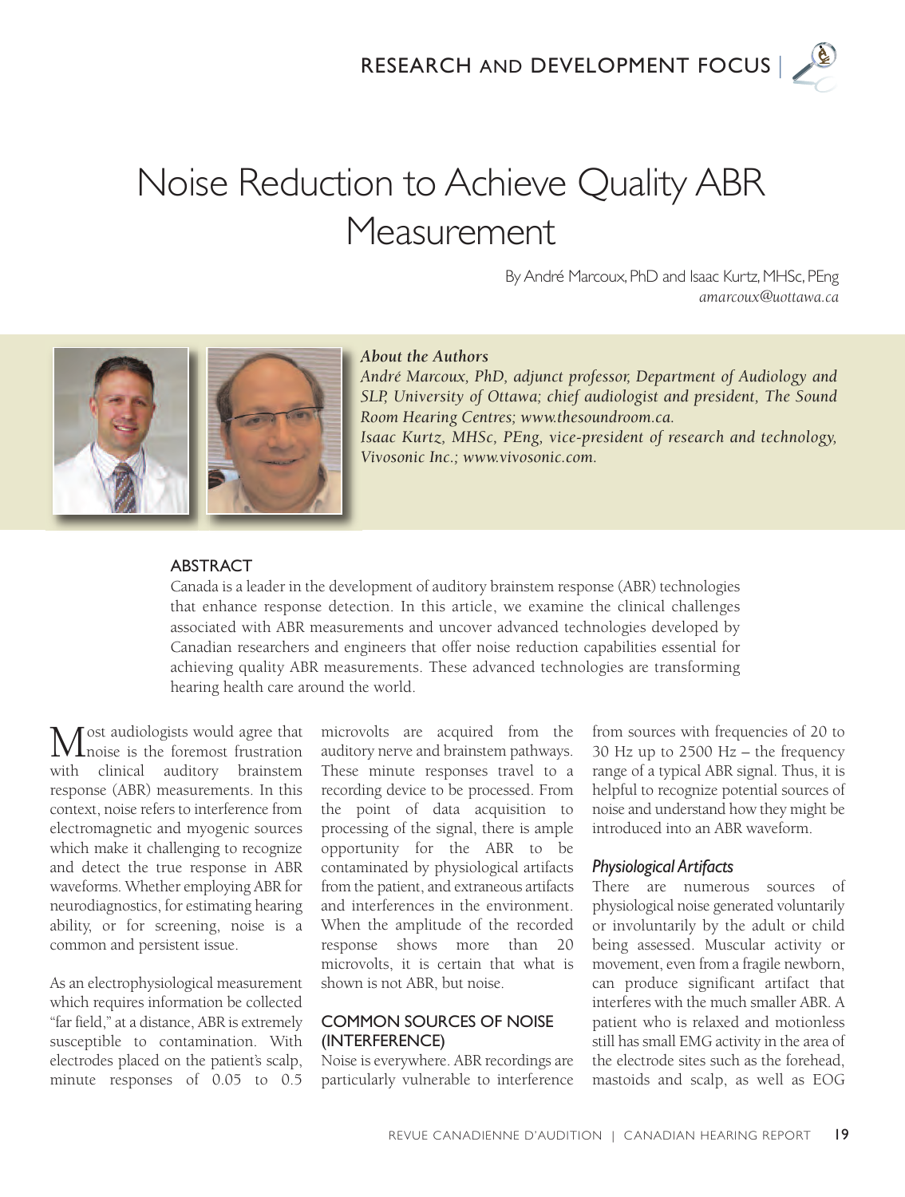# Noise Reduction to Achieve Quality ABR Measurement

By André Marcoux, PhD and Isaac Kurtz, MHSc, PEng
*amarcoux@uottawa.ca*

***About the Authors***

*André Marcoux, PhD, adjunct professor, Department of Audiology and SLP, University of Ottawa; chief audiologist and president, The Sound Room Hearing Centres; www.thesoundroom.ca.*

*Isaac Kurtz, MHSc, PEng, vice-president of research and technology, Vivosonic Inc.; www.vivosonic.com.*

## ABSTRACT

Canada is a leader in the development of auditory brainstem response (ABR) technologies that enhance response detection. In this article, we examine the clinical challenges associated with ABR measurements and uncover advanced technologies developed by Canadian researchers and engineers that offer noise reduction capabilities essential for achieving quality ABR measurements. These advanced technologies are transforming hearing health care around the world.

Most audiologists would agree that noise is the foremost frustration with clinical auditory brainstem response (ABR) measurements. In this context, noise refers to interference from electromagnetic and myogenic sources which make it challenging to recognize and detect the true response in ABR waveforms. Whether employing ABR for neurodiagnostics, for estimating hearing ability, or for screening, noise is a common and persistent issue.

As an electrophysiological measurement which requires information be collected "far field," at a distance, ABR is extremely susceptible to contamination. With electrodes placed on the patient's scalp, minute responses of 0.05 to 0.5 microvolts are acquired from the auditory nerve and brainstem pathways. These minute responses travel to a recording device to be processed. From the point of data acquisition to processing of the signal, there is ample opportunity for the ABR to be contaminated by physiological artifacts from the patient, and extraneous artifacts and interferences in the environment. When the amplitude of the recorded response shows more than 20 microvolts, it is certain that what is shown is not ABR, but noise.

## COMMON SOURCES OF NOISE (INTERFERENCE)

Noise is everywhere. ABR recordings are particularly vulnerable to interference from sources with frequencies of 20 to 30 Hz up to 2500 Hz – the frequency range of a typical ABR signal. Thus, it is helpful to recognize potential sources of noise and understand how they might be introduced into an ABR waveform.

### *Physiological Artifacts*

There are numerous sources of physiological noise generated voluntarily or involuntarily by the adult or child being assessed. Muscular activity or movement, even from a fragile newborn, can produce significant artifact that interferes with the much smaller ABR. A patient who is relaxed and motionless still has small EMG activity in the area of the electrode sites such as the forehead, mastoids and scalp, as well as EOG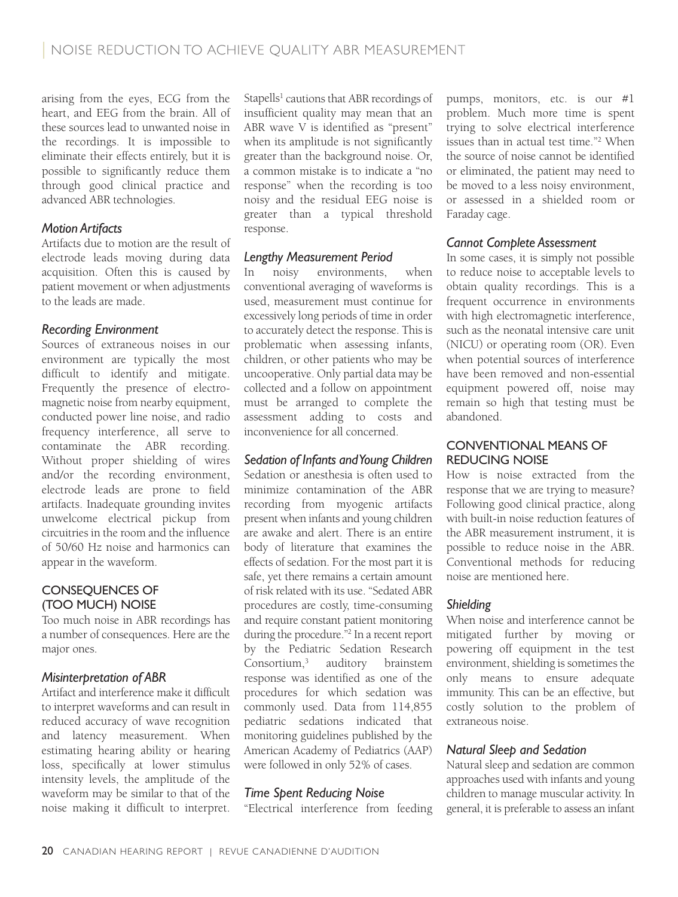arising from the eyes, ECG from the heart, and EEG from the brain. All of these sources lead to unwanted noise in the recordings. It is impossible to eliminate their effects entirely, but it is possible to significantly reduce them through good clinical practice and advanced ABR technologies.

### *Motion Artifacts*

Artifacts due to motion are the result of electrode leads moving during data acquisition. Often this is caused by patient movement or when adjustments to the leads are made.

### *Recording Environment*

Sources of extraneous noises in our environment are typically the most difficult to identify and mitigate. Frequently the presence of electromagnetic noise from nearby equipment, conducted power line noise, and radio frequency interference, all serve to contaminate the ABR recording. Without proper shielding of wires and/or the recording environment, electrode leads are prone to field artifacts. Inadequate grounding invites unwelcome electrical pickup from circuitries in the room and the influence of 50/60 Hz noise and harmonics can appear in the waveform.

## CONSEQUENCES OF (TOO MUCH) NOISE

Too much noise in ABR recordings has a number of consequences. Here are the major ones.

### *Misinterpretation of ABR*

Artifact and interference make it difficult to interpret waveforms and can result in reduced accuracy of wave recognition and latency measurement. When estimating hearing ability or hearing loss, specifically at lower stimulus intensity levels, the amplitude of the waveform may be similar to that of the noise making it difficult to interpret. Stapells[1] cautions that ABR recordings of insufficient quality may mean that an ABR wave V is identified as "present" when its amplitude is not significantly greater than the background noise. Or, a common mistake is to indicate a "no response" when the recording is too noisy and the residual EEG noise is greater than a typical threshold response.

### *Lengthy Measurement Period*

In noisy environments, when conventional averaging of waveforms is used, measurement must continue for excessively long periods of time in order to accurately detect the response. This is problematic when assessing infants, children, or other patients who may be uncooperative. Only partial data may be collected and a follow on appointment must be arranged to complete the assessment adding to costs and inconvenience for all concerned.

### *Sedation of Infants and Young Children*

Sedation or anesthesia is often used to minimize contamination of the ABR recording from myogenic artifacts present when infants and young children are awake and alert. There is an entire body of literature that examines the effects of sedation. For the most part it is safe, yet there remains a certain amount of risk related with its use. "Sedated ABR procedures are costly, time-consuming and require constant patient monitoring during the procedure."[2] In a recent report by the Pediatric Sedation Research Consortium,[3] auditory brainstem response was identified as one of the procedures for which sedation was commonly used. Data from 114,855 pediatric sedations indicated that monitoring guidelines published by the American Academy of Pediatrics (AAP) were followed in only 52% of cases.

### *Time Spent Reducing Noise*

"Electrical interference from feeding pumps, monitors, etc. is our #1 problem. Much more time is spent trying to solve electrical interference issues than in actual test time."[2] When the source of noise cannot be identified or eliminated, the patient may need to be moved to a less noisy environment, or assessed in a shielded room or Faraday cage.

### *Cannot Complete Assessment*

In some cases, it is simply not possible to reduce noise to acceptable levels to obtain quality recordings. This is a frequent occurrence in environments with high electromagnetic interference, such as the neonatal intensive care unit (NICU) or operating room (OR). Even when potential sources of interference have been removed and non-essential equipment powered off, noise may remain so high that testing must be abandoned.

## CONVENTIONAL MEANS OF REDUCING NOISE

How is noise extracted from the response that we are trying to measure? Following good clinical practice, along with built-in noise reduction features of the ABR measurement instrument, it is possible to reduce noise in the ABR. Conventional methods for reducing noise are mentioned here.

### *Shielding*

When noise and interference cannot be mitigated further by moving or powering off equipment in the test environment, shielding is sometimes the only means to ensure adequate immunity. This can be an effective, but costly solution to the problem of extraneous noise.

### *Natural Sleep and Sedation*

Natural sleep and sedation are common approaches used with infants and young children to manage muscular activity. In general, it is preferable to assess an infant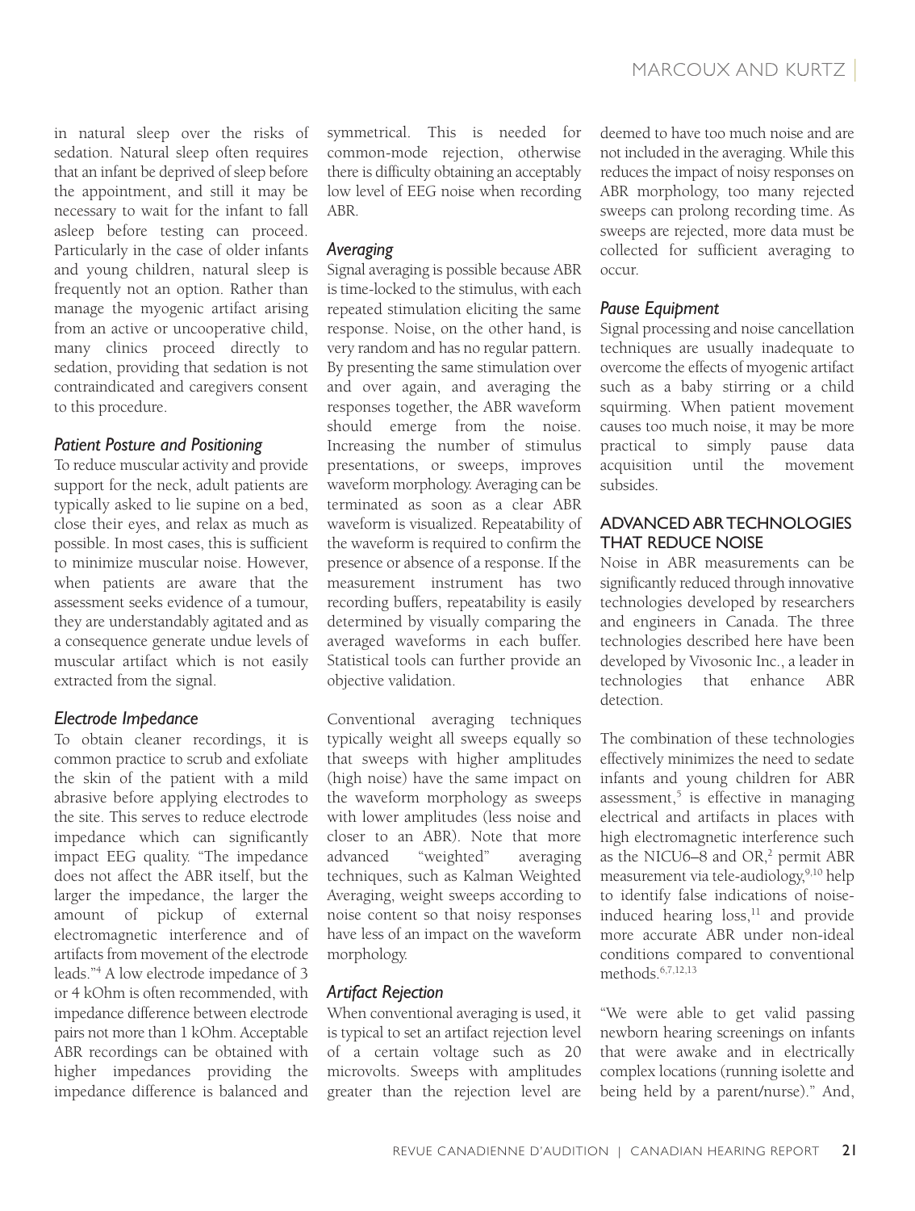in natural sleep over the risks of sedation. Natural sleep often requires that an infant be deprived of sleep before the appointment, and still it may be necessary to wait for the infant to fall asleep before testing can proceed. Particularly in the case of older infants and young children, natural sleep is frequently not an option. Rather than manage the myogenic artifact arising from an active or uncooperative child, many clinics proceed directly to sedation, providing that sedation is not contraindicated and caregivers consent to this procedure.

### *Patient Posture and Positioning*

To reduce muscular activity and provide support for the neck, adult patients are typically asked to lie supine on a bed, close their eyes, and relax as much as possible. In most cases, this is sufficient to minimize muscular noise. However, when patients are aware that the assessment seeks evidence of a tumour, they are understandably agitated and as a consequence generate undue levels of muscular artifact which is not easily extracted from the signal.

### *Electrode Impedance*

To obtain cleaner recordings, it is common practice to scrub and exfoliate the skin of the patient with a mild abrasive before applying electrodes to the site. This serves to reduce electrode impedance which can significantly impact EEG quality. "The impedance does not affect the ABR itself, but the larger the impedance, the larger the amount of pickup of external electromagnetic interference and of artifacts from movement of the electrode leads."[4] A low electrode impedance of 3 or 4 kOhm is often recommended, with impedance difference between electrode pairs not more than 1 kOhm. Acceptable ABR recordings can be obtained with higher impedances providing the impedance difference is balanced and symmetrical. This is needed for common-mode rejection, otherwise there is difficulty obtaining an acceptably low level of EEG noise when recording ABR.

### *Averaging*

Signal averaging is possible because ABR is time-locked to the stimulus, with each repeated stimulation eliciting the same response. Noise, on the other hand, is very random and has no regular pattern. By presenting the same stimulation over and over again, and averaging the responses together, the ABR waveform should emerge from the noise. Increasing the number of stimulus presentations, or sweeps, improves waveform morphology. Averaging can be terminated as soon as a clear ABR waveform is visualized. Repeatability of the waveform is required to confirm the presence or absence of a response. If the measurement instrument has two recording buffers, repeatability is easily determined by visually comparing the averaged waveforms in each buffer. Statistical tools can further provide an objective validation.

Conventional averaging techniques typically weight all sweeps equally so that sweeps with higher amplitudes (high noise) have the same impact on the waveform morphology as sweeps with lower amplitudes (less noise and closer to an ABR). Note that more advanced "weighted" averaging techniques, such as Kalman Weighted Averaging, weight sweeps according to noise content so that noisy responses have less of an impact on the waveform morphology.

### *Artifact Rejection*

When conventional averaging is used, it is typical to set an artifact rejection level of a certain voltage such as 20 microvolts. Sweeps with amplitudes greater than the rejection level are deemed to have too much noise and are not included in the averaging. While this reduces the impact of noisy responses on ABR morphology, too many rejected sweeps can prolong recording time. As sweeps are rejected, more data must be collected for sufficient averaging to occur.

### *Pause Equipment*

Signal processing and noise cancellation techniques are usually inadequate to overcome the effects of myogenic artifact such as a baby stirring or a child squirming. When patient movement causes too much noise, it may be more practical to simply pause data acquisition until the movement subsides.

## ADVANCED ABR TECHNOLOGIES THAT REDUCE NOISE

Noise in ABR measurements can be significantly reduced through innovative technologies developed by researchers and engineers in Canada. The three technologies described here have been developed by Vivosonic Inc., a leader in technologies that enhance ABR detection.

The combination of these technologies effectively minimizes the need to sedate infants and young children for ABR assessment,[5] is effective in managing electrical and artifacts in places with high electromagnetic interference such as the NICU6–8 and OR,[2] permit ABR measurement via tele-audiology,[9,10] help to identify false indications of noise-induced hearing loss,[11] and provide more accurate ABR under non-ideal conditions compared to conventional methods.[6,7,12,13]

"We were able to get valid passing newborn hearing screenings on infants that were awake and in electrically complex locations (running isolette and being held by a parent/nurse)." And,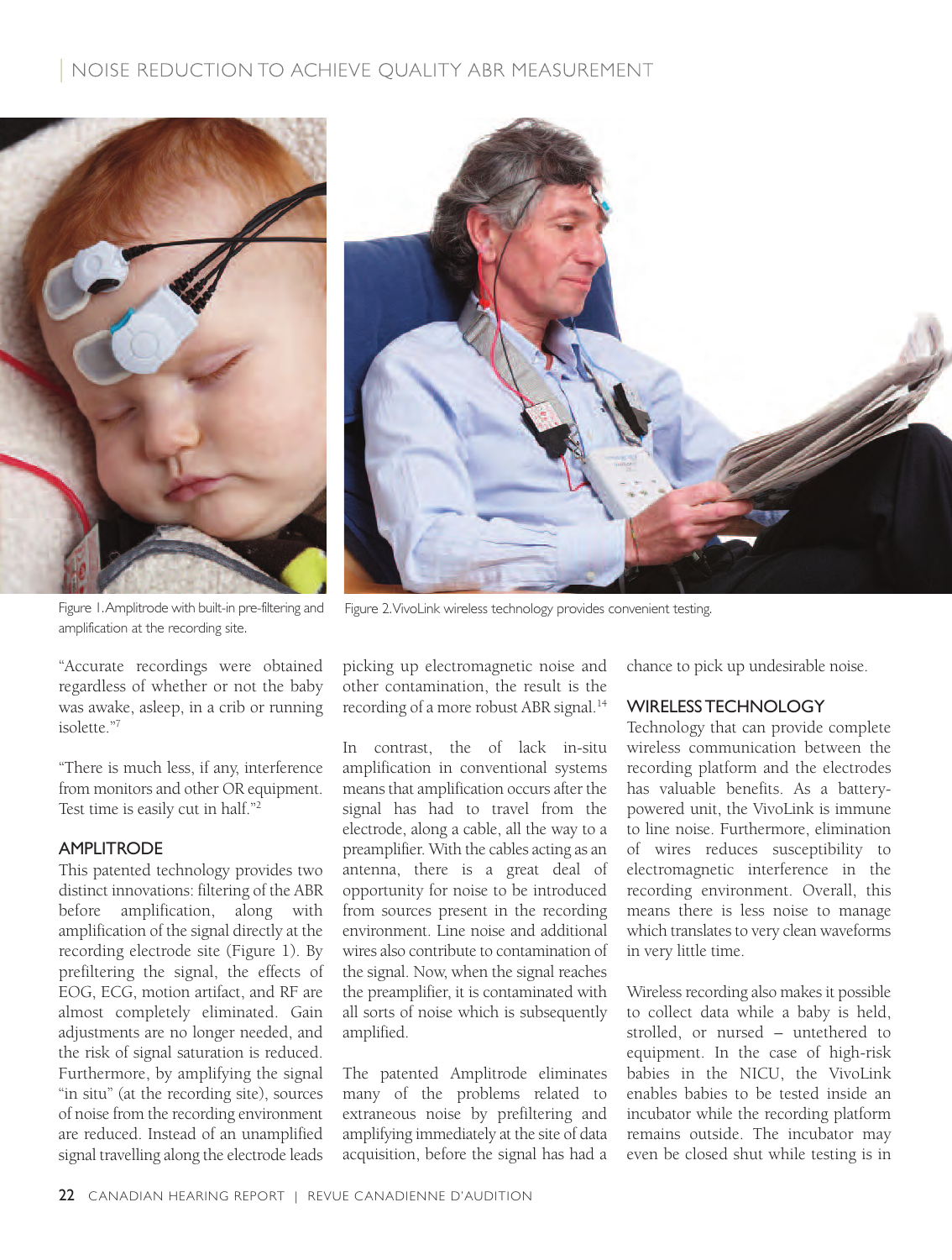Figure 1. Amplitrode with built-in pre-filtering and amplification at the recording site.

Figure 2. VivoLink wireless technology provides convenient testing.

"Accurate recordings were obtained regardless of whether or not the baby was awake, asleep, in a crib or running isolette."[7]

"There is much less, if any, interference from monitors and other OR equipment. Test time is easily cut in half."[2]

## AMPLITRODE

This patented technology provides two distinct innovations: filtering of the ABR before amplification, along with amplification of the signal directly at the recording electrode site (Figure 1). By prefiltering the signal, the effects of EOG, ECG, motion artifact, and RF are almost completely eliminated. Gain adjustments are no longer needed, and the risk of signal saturation is reduced. Furthermore, by amplifying the signal "in situ" (at the recording site), sources of noise from the recording environment are reduced. Instead of an unamplified signal travelling along the electrode leads picking up electromagnetic noise and other contamination, the result is the recording of a more robust ABR signal.[14]

In contrast, the of lack in-situ amplification in conventional systems means that amplification occurs after the signal has had to travel from the electrode, along a cable, all the way to a preamplifier. With the cables acting as an antenna, there is a great deal of opportunity for noise to be introduced from sources present in the recording environment. Line noise and additional wires also contribute to contamination of the signal. Now, when the signal reaches the preamplifier, it is contaminated with all sorts of noise which is subsequently amplified.

The patented Amplitrode eliminates many of the problems related to extraneous noise by prefiltering and amplifying immediately at the site of data acquisition, before the signal has had a chance to pick up undesirable noise.

## WIRELESS TECHNOLOGY

Technology that can provide complete wireless communication between the recording platform and the electrodes has valuable benefits. As a battery-powered unit, the VivoLink is immune to line noise. Furthermore, elimination of wires reduces susceptibility to electromagnetic interference in the recording environment. Overall, this means there is less noise to manage which translates to very clean waveforms in very little time.

Wireless recording also makes it possible to collect data while a baby is held, strolled, or nursed – untethered to equipment. In the case of high-risk babies in the NICU, the VivoLink enables babies to be tested inside an incubator while the recording platform remains outside. The incubator may even be closed shut while testing is in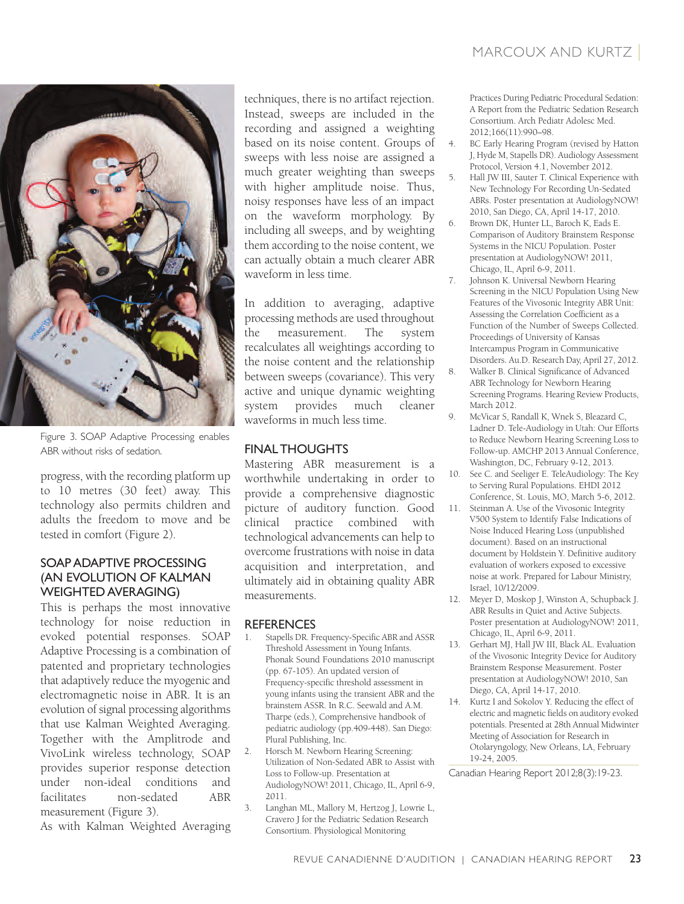Figure 3. SOAP Adaptive Processing enables ABR without risks of sedation.

progress, with the recording platform up to 10 metres (30 feet) away. This technology also permits children and adults the freedom to move and be tested in comfort (Figure 2).

## SOAP ADAPTIVE PROCESSING (AN EVOLUTION OF KALMAN WEIGHTED AVERAGING)

This is perhaps the most innovative technology for noise reduction in evoked potential responses. SOAP Adaptive Processing is a combination of patented and proprietary technologies that adaptively reduce the myogenic and electromagnetic noise in ABR. It is an evolution of signal processing algorithms that use Kalman Weighted Averaging. Together with the Amplitrode and VivoLink wireless technology, SOAP provides superior response detection under non-ideal conditions and facilitates non-sedated ABR measurement (Figure 3).

As with Kalman Weighted Averaging techniques, there is no artifact rejection. Instead, sweeps are included in the recording and assigned a weighting based on its noise content. Groups of sweeps with less noise are assigned a much greater weighting than sweeps with higher amplitude noise. Thus, noisy responses have less of an impact on the waveform morphology. By including all sweeps, and by weighting them according to the noise content, we can actually obtain a much clearer ABR waveform in less time.

In addition to averaging, adaptive processing methods are used throughout the measurement. The system recalculates all weightings according to the noise content and the relationship between sweeps (covariance). This very active and unique dynamic weighting system provides much cleaner waveforms in much less time.

## FINAL THOUGHTS

Mastering ABR measurement is a worthwhile undertaking in order to provide a comprehensive diagnostic picture of auditory function. Good clinical practice combined with technological advancements can help to overcome frustrations with noise in data acquisition and interpretation, and ultimately aid in obtaining quality ABR measurements.

## REFERENCES

1. Stapells DR. Frequency-Specific ABR and ASSR Threshold Assessment in Young Infants. Phonak Sound Foundations 2010 manuscript (pp. 67-105). An updated version of Frequency-specific threshold assessment in young infants using the transient ABR and the brainstem ASSR. In R.C. Seewald and A.M. Tharpe (eds.), Comprehensive handbook of pediatric audiology (pp.409-448). San Diego: Plural Publishing, Inc.
2. Horsch M. Newborn Hearing Screening: Utilization of Non-Sedated ABR to Assist with Loss to Follow-up. Presentation at AudiologyNOW! 2011, Chicago, IL, April 6-9, 2011.
3. Langhan ML, Mallory M, Hertzog J, Lowrie L, Cravero J for the Pediatric Sedation Research Consortium. Physiological Monitoring Practices During Pediatric Procedural Sedation: A Report from the Pediatric Sedation Research Consortium. Arch Pediatr Adolesc Med. 2012;166(11):990–98.
4. BC Early Hearing Program (revised by Hatton J, Hyde M, Stapells DR). Audiology Assessment Protocol, Version 4.1, November 2012.
5. Hall JW III, Sauter T. Clinical Experience with New Technology For Recording Un-Sedated ABRs. Poster presentation at AudiologyNOW! 2010, San Diego, CA, April 14-17, 2010.
6. Brown DK, Hunter LL, Baroch K, Eads E. Comparison of Auditory Brainstem Response Systems in the NICU Population. Poster presentation at AudiologyNOW! 2011, Chicago, IL, April 6-9, 2011.
7. Johnson K. Universal Newborn Hearing Screening in the NICU Population Using New Features of the Vivosonic Integrity ABR Unit: Assessing the Correlation Coefficient as a Function of the Number of Sweeps Collected. Proceedings of University of Kansas Intercampus Program in Communicative Disorders. Au.D. Research Day, April 27, 2012.
8. Walker B. Clinical Significance of Advanced ABR Technology for Newborn Hearing Screening Programs. Hearing Review Products, March 2012.
9. McVicar S, Randall K, Wnek S, Bleazard C, Ladner D. Tele-Audiology in Utah: Our Efforts to Reduce Newborn Hearing Screening Loss to Follow-up. AMCHP 2013 Annual Conference, Washington, DC, February 9-12, 2013.
10. See C. and Seeliger E. TeleAudiology: The Key to Serving Rural Populations. EHDI 2012 Conference, St. Louis, MO, March 5-6, 2012.
11. Steinman A. Use of the Vivosonic Integrity V500 System to Identify False Indications of Noise Induced Hearing Loss (unpublished document). Based on an instructional document by Holdstein Y. Definitive auditory evaluation of workers exposed to excessive noise at work. Prepared for Labour Ministry, Israel, 10/12/2009.
12. Meyer D, Moskop J, Winston A, Schupback J. ABR Results in Quiet and Active Subjects. Poster presentation at AudiologyNOW! 2011, Chicago, IL, April 6-9, 2011.
13. Gerhart MJ, Hall JW III, Black AL. Evaluation of the Vivosonic Integrity Device for Auditory Brainstem Response Measurement. Poster presentation at AudiologyNOW! 2010, San Diego, CA, April 14-17, 2010.
14. Kurtz I and Sokolov Y. Reducing the effect of electric and magnetic fields on auditory evoked potentials. Presented at 28th Annual Midwinter Meeting of Association for Research in Otolaryngology, New Orleans, LA, February 19-24, 2005.

Canadian Hearing Report 2012;8(3):19-23.